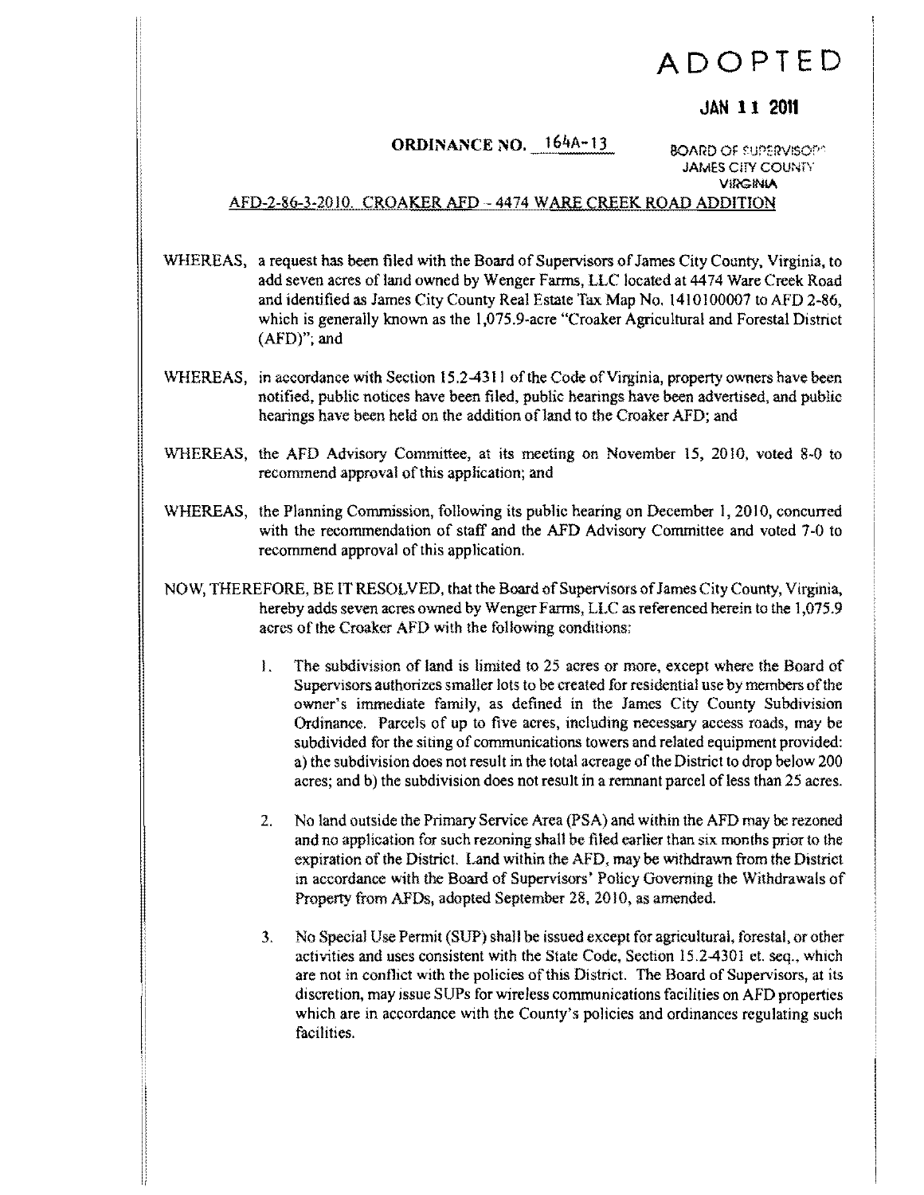ADOPTED

JAN 11 2011

**ORDINANCE NO. 164A-13**

BOARD OF SUPERVISORS
JAMES CITY COUNTY
VIRGINIA

AFD-2-86-3-2010. CROAKER AFD - 4474 WARE CREEK ROAD ADDITION

WHEREAS, a request has been filed with the Board of Supervisors of James City County, Virginia, to add seven acres of land owned by Wenger Farms, LLC located at 4474 Ware Creek Road and identified as James City County Real Estate Tax Map No. 1410100007 to AFD 2-86, which is generally known as the 1,075.9-acre "Croaker Agricultural and Forestal District (AFD)"; and

WHEREAS, in accordance with Section 15.2-4311 of the Code of Virginia, property owners have been notified, public notices have been filed, public hearings have been advertised, and public hearings have been held on the addition of land to the Croaker AFD; and

WHEREAS, the AFD Advisory Committee, at its meeting on November 15, 2010, voted 8-0 to recommend approval of this application; and

WHEREAS, the Planning Commission, following its public hearing on December 1, 2010, concurred with the recommendation of staff and the AFD Advisory Committee and voted 7-0 to recommend approval of this application.

NOW, THEREFORE, BE IT RESOLVED, that the Board of Supervisors of James City County, Virginia, hereby adds seven acres owned by Wenger Farms, LLC as referenced herein to the 1,075.9 acres of the Croaker AFD with the following conditions:

1. The subdivision of land is limited to 25 acres or more, except where the Board of Supervisors authorizes smaller lots to be created for residential use by members of the owner's immediate family, as defined in the James City County Subdivision Ordinance. Parcels of up to five acres, including necessary access roads, may be subdivided for the siting of communications towers and related equipment provided: a) the subdivision does not result in the total acreage of the District to drop below 200 acres; and b) the subdivision does not result in a remnant parcel of less than 25 acres.

2. No land outside the Primary Service Area (PSA) and within the AFD may be rezoned and no application for such rezoning shall be filed earlier than six months prior to the expiration of the District. Land within the AFD, may be withdrawn from the District in accordance with the Board of Supervisors' Policy Governing the Withdrawals of Property from AFDs, adopted September 28, 2010, as amended.

3. No Special Use Permit (SUP) shall be issued except for agricultural, forestal, or other activities and uses consistent with the State Code, Section 15.2-4301 et. seq., which are not in conflict with the policies of this District. The Board of Supervisors, at its discretion, may issue SUPs for wireless communications facilities on AFD properties which are in accordance with the County's policies and ordinances regulating such facilities.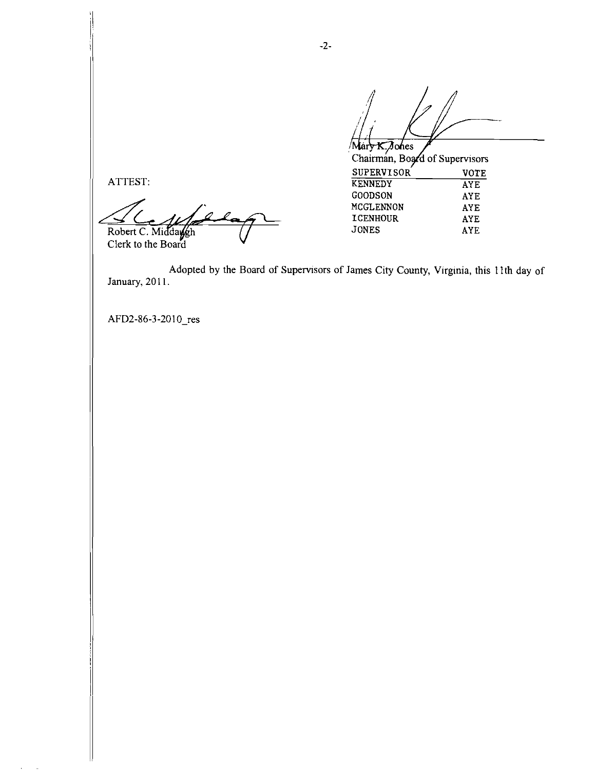Mary K. Jones
Chairman, Board of Supervisors

| SUPERVISOR | VOTE |
| --- | --- |
| KENNEDY | AYE |
| GOODSON | AYE |
| MCGLENNON | AYE |
| ICENHOUR | AYE |
| JONES | AYE |

ATTEST:

Robert C. Middaugh
Clerk to the Board

Adopted by the Board of Supervisors of James City County, Virginia, this 11th day of January, 2011.

AFD2-86-3-2010_res